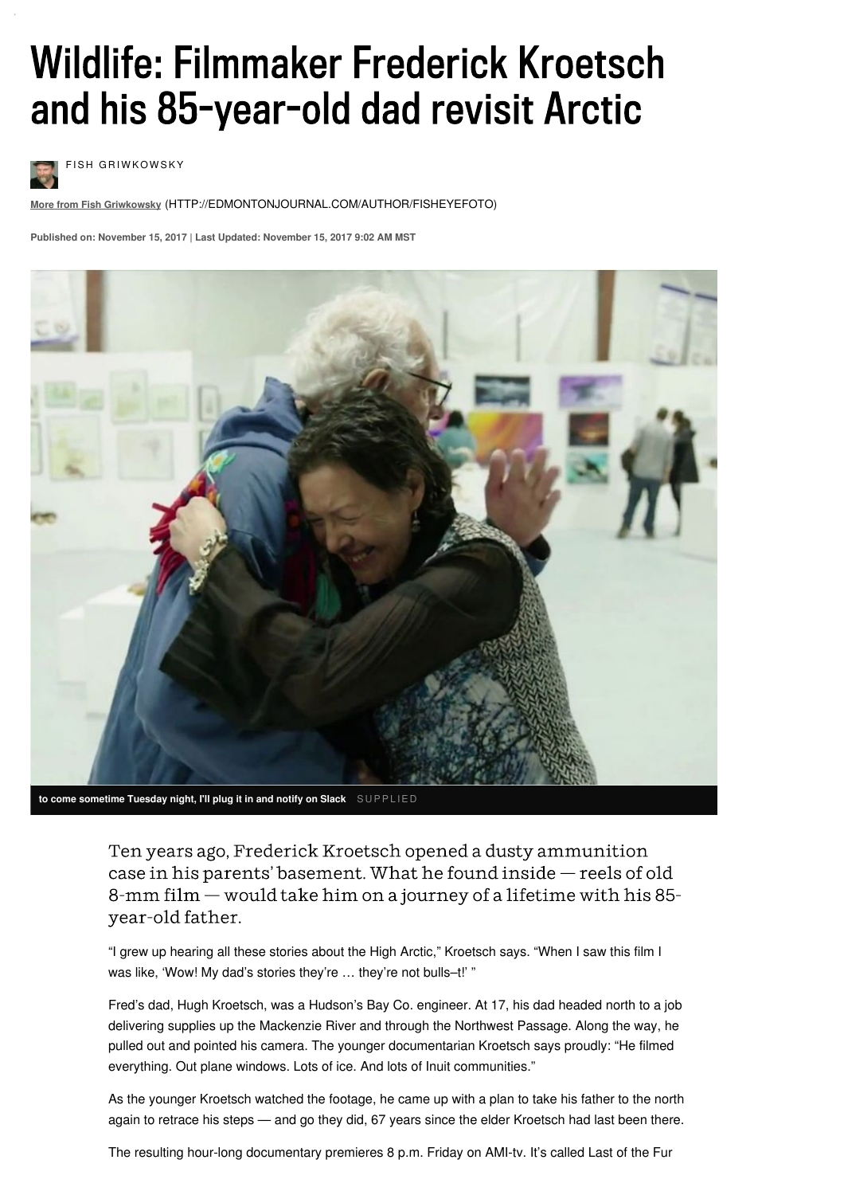# Wildlife: Filmmaker Frederick Kroetsch and his 85-year-old dad revisit Arctic

FISH GRIWKOWSKY

More from Fish Griwkowsky (HTTP://EDMONTONJOURNAL.COM/AUTHOR/FISHEYEFOTO)

Published on: November 15, 2017 | Last Updated: November 15, 2017 9:02 AM MST

**to come sometime Tuesday night, I'll plug it in and notify on Slack** SUPPLIED

Ten years ago, Frederick Kroetsch opened a dusty ammunition case in his parents' basement. What he found inside — reels of old 8-mm film — would take him on a journey of a lifetime with his 85-year-old father.

"I grew up hearing all these stories about the High Arctic," Kroetsch says. "When I saw this film I was like, 'Wow! My dad's stories they're … they're not bulls–t!' "

Fred's dad, Hugh Kroetsch, was a Hudson's Bay Co. engineer. At 17, his dad headed north to a job delivering supplies up the Mackenzie River and through the Northwest Passage. Along the way, he pulled out and pointed his camera. The younger documentarian Kroetsch says proudly: "He filmed everything. Out plane windows. Lots of ice. And lots of Inuit communities."

As the younger Kroetsch watched the footage, he came up with a plan to take his father to the north again to retrace his steps — and go they did, 67 years since the elder Kroetsch had last been there.

The resulting hour-long documentary premieres 8 p.m. Friday on AMI-tv. It's called Last of the Fur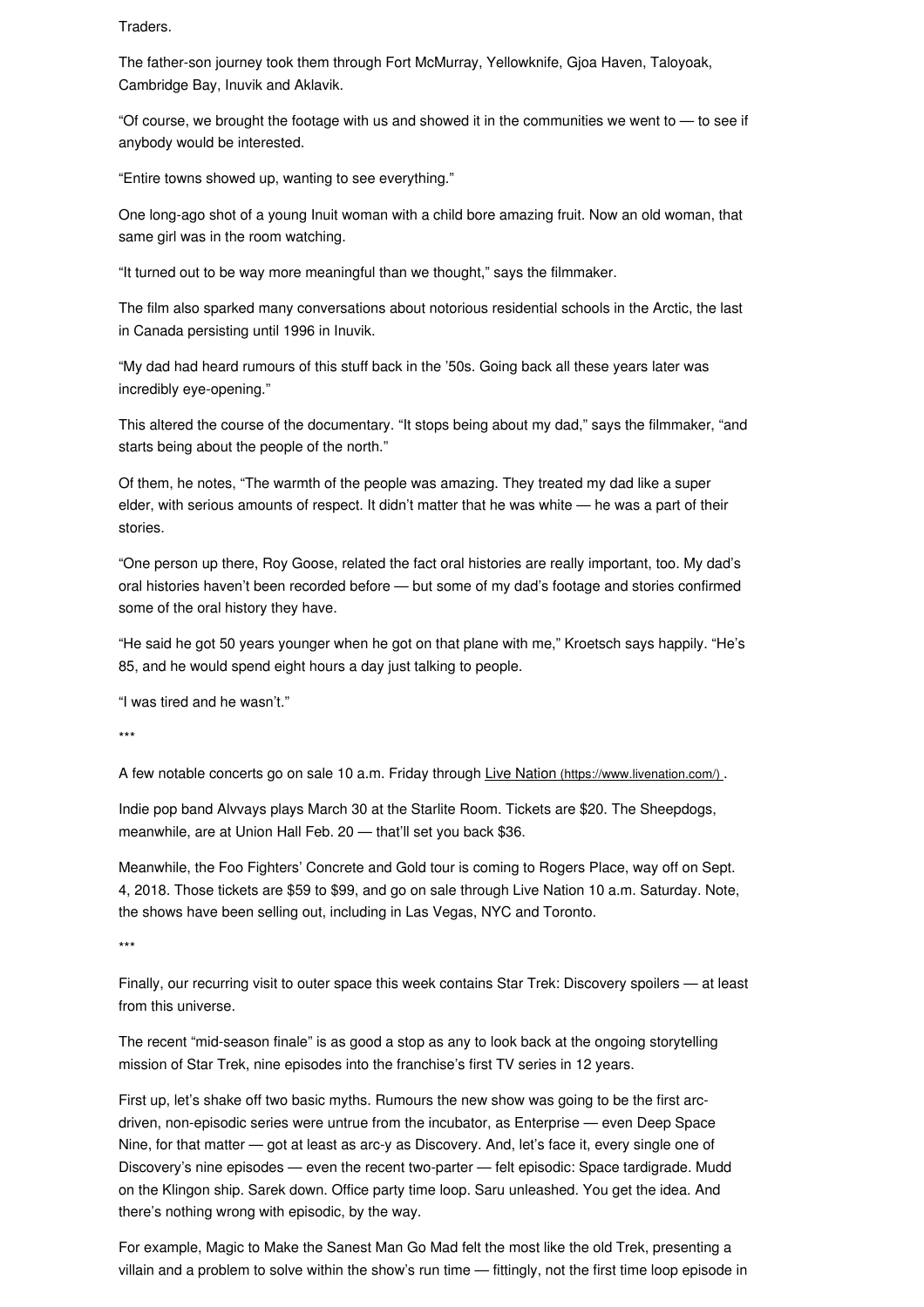Traders.

The father-son journey took them through Fort McMurray, Yellowknife, Gjoa Haven, Taloyoak, Cambridge Bay, Inuvik and Aklavik.

“Of course, we brought the footage with us and showed it in the communities we went to — to see if anybody would be interested.

“Entire towns showed up, wanting to see everything.”

One long-ago shot of a young Inuit woman with a child bore amazing fruit. Now an old woman, that same girl was in the room watching.

“It turned out to be way more meaningful than we thought,” says the filmmaker.

The film also sparked many conversations about notorious residential schools in the Arctic, the last in Canada persisting until 1996 in Inuvik.

“My dad had heard rumours of this stuff back in the ’50s. Going back all these years later was incredibly eye-opening.”

This altered the course of the documentary. “It stops being about my dad,” says the filmmaker, “and starts being about the people of the north.”

Of them, he notes, “The warmth of the people was amazing. They treated my dad like a super elder, with serious amounts of respect. It didn’t matter that he was white — he was a part of their stories.

“One person up there, Roy Goose, related the fact oral histories are really important, too. My dad’s oral histories haven’t been recorded before — but some of my dad’s footage and stories confirmed some of the oral history they have.

“He said he got 50 years younger when he got on that plane with me,” Kroetsch says happily. “He’s 85, and he would spend eight hours a day just talking to people.

“I was tired and he wasn’t.”

***

A few notable concerts go on sale 10 a.m. Friday through [Live Nation](https://www.livenation.com/).

Indie pop band Alvvays plays March 30 at the Starlite Room. Tickets are $20. The Sheepdogs, meanwhile, are at Union Hall Feb. 20 — that’ll set you back $36.

Meanwhile, the Foo Fighters’ Concrete and Gold tour is coming to Rogers Place, way off on Sept. 4, 2018. Those tickets are $59 to $99, and go on sale through Live Nation 10 a.m. Saturday. Note, the shows have been selling out, including in Las Vegas, NYC and Toronto.

***

Finally, our recurring visit to outer space this week contains Star Trek: Discovery spoilers — at least from this universe.

The recent “mid-season finale” is as good a stop as any to look back at the ongoing storytelling mission of Star Trek, nine episodes into the franchise’s first TV series in 12 years.

First up, let’s shake off two basic myths. Rumours the new show was going to be the first arc-driven, non-episodic series were untrue from the incubator, as Enterprise — even Deep Space Nine, for that matter — got at least as arc-y as Discovery. And, let’s face it, every single one of Discovery’s nine episodes — even the recent two-parter — felt episodic: Space tardigrade. Mudd on the Klingon ship. Sarek down. Office party time loop. Saru unleashed. You get the idea. And there’s nothing wrong with episodic, by the way.

For example, Magic to Make the Sanest Man Go Mad felt the most like the old Trek, presenting a villain and a problem to solve within the show’s run time — fittingly, not the first time loop episode in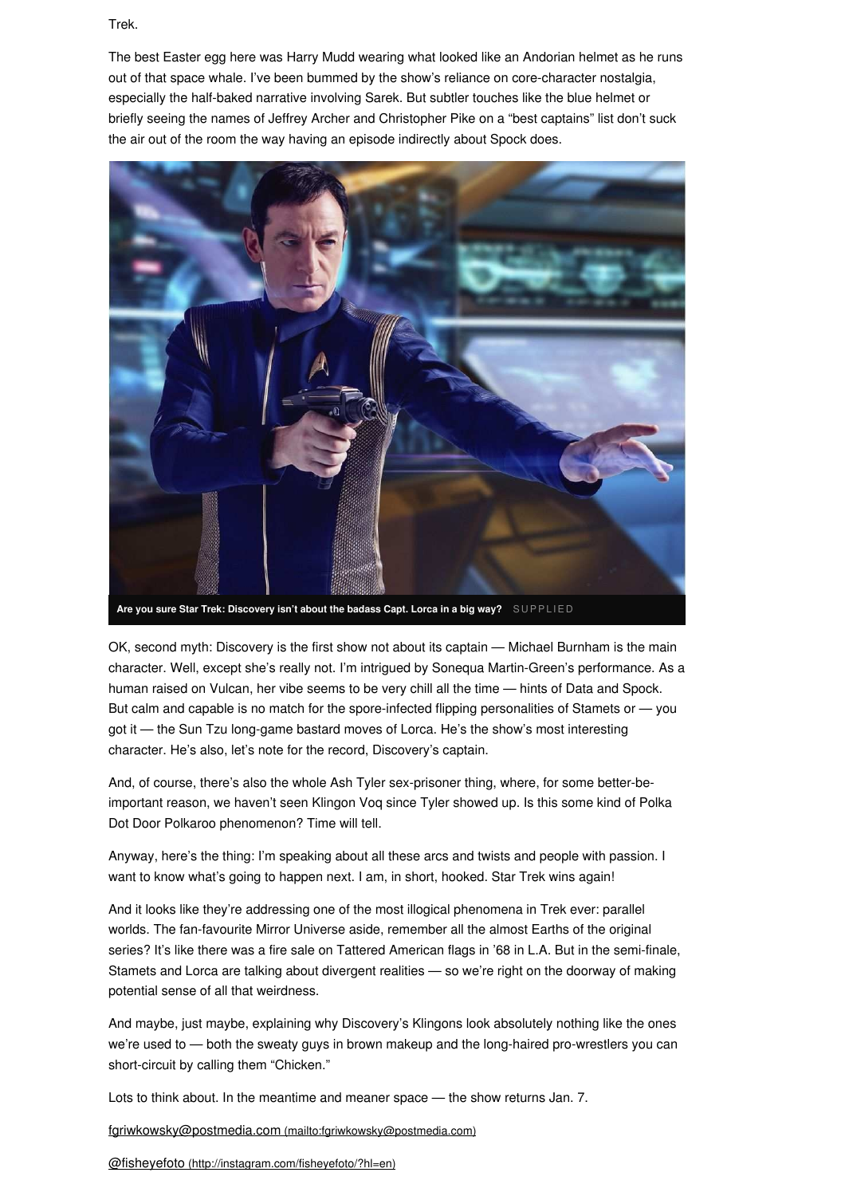Trek.

The best Easter egg here was Harry Mudd wearing what looked like an Andorian helmet as he runs out of that space whale. I've been bummed by the show's reliance on core-character nostalgia, especially the half-baked narrative involving Sarek. But subtler touches like the blue helmet or briefly seeing the names of Jeffrey Archer and Christopher Pike on a "best captains" list don't suck the air out of the room the way having an episode indirectly about Spock does.

**Are you sure Star Trek: Discovery isn't about the badass Capt. Lorca in a big way?** SUPPLIED

OK, second myth: Discovery is the first show not about its captain — Michael Burnham is the main character. Well, except she's really not. I'm intrigued by Sonequa Martin-Green's performance. As a human raised on Vulcan, her vibe seems to be very chill all the time — hints of Data and Spock. But calm and capable is no match for the spore-infected flipping personalities of Stamets or — you got it — the Sun Tzu long-game bastard moves of Lorca. He's the show's most interesting character. He's also, let's note for the record, Discovery's captain.

And, of course, there's also the whole Ash Tyler sex-prisoner thing, where, for some better-be-important reason, we haven't seen Klingon Voq since Tyler showed up. Is this some kind of Polka Dot Door Polkaroo phenomenon? Time will tell.

Anyway, here's the thing: I'm speaking about all these arcs and twists and people with passion. I want to know what's going to happen next. I am, in short, hooked. Star Trek wins again!

And it looks like they're addressing one of the most illogical phenomena in Trek ever: parallel worlds. The fan-favourite Mirror Universe aside, remember all the almost Earths of the original series? It's like there was a fire sale on Tattered American flags in '68 in L.A. But in the semi-finale, Stamets and Lorca are talking about divergent realities — so we're right on the doorway of making potential sense of all that weirdness.

And maybe, just maybe, explaining why Discovery's Klingons look absolutely nothing like the ones we're used to — both the sweaty guys in brown makeup and the long-haired pro-wrestlers you can short-circuit by calling them "Chicken."

Lots to think about. In the meantime and meaner space — the show returns Jan. 7.

[fgriwkowsky@postmedia.com](mailto:fgriwkowsky@postmedia.com) (mailto:fgriwkowsky@postmedia.com)

[@fisheyefoto](http://instagram.com/fisheyefoto/?hl=en) (http://instagram.com/fisheyefoto/?hl=en)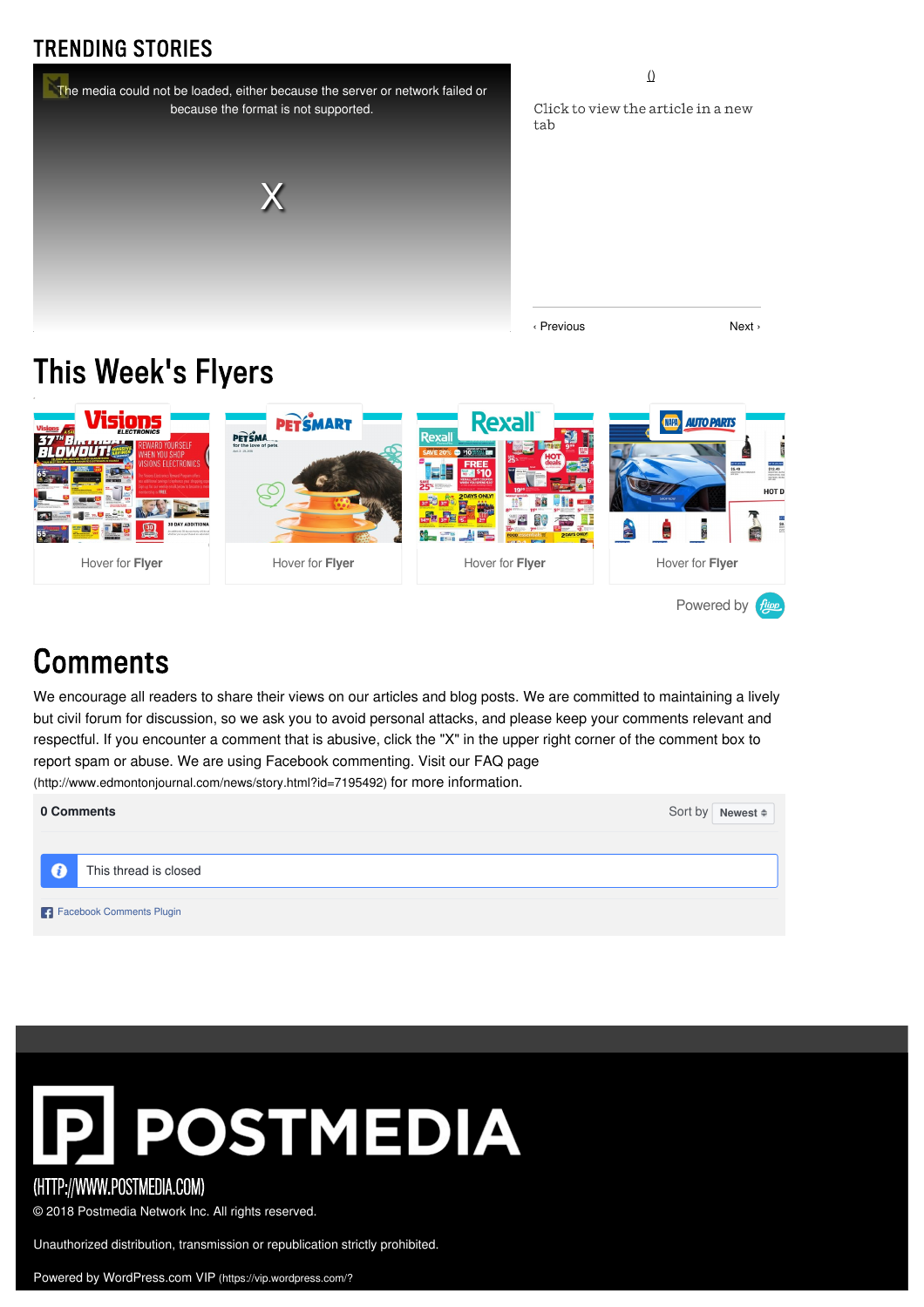## TRENDING STORIES

The media could not be loaded, either because the server or network failed or because the format is not supported.

X

()

Click to view the article in a new tab

‹ Previous Next ›

# This Week's Flyers

Hover for Flyer

Hover for Flyer

Hover for Flyer

Hover for Flyer

Powered by

# Comments

We encourage all readers to share their views on our articles and blog posts. We are committed to maintaining a lively but civil forum for discussion, so we ask you to avoid personal attacks, and please keep your comments relevant and respectful. If you encounter a comment that is abusive, click the "X" in the upper right corner of the comment box to report spam or abuse. We are using Facebook commenting. Visit our FAQ page (http://www.edmontonjournal.com/news/story.html?id=7195492) for more information.

**0 Comments** Sort by **Newest**

This thread is closed

Facebook Comments Plugin

POSTMEDIA

(HTTP://WWW.POSTMEDIA.COM)

© 2018 Postmedia Network Inc. All rights reserved.

Unauthorized distribution, transmission or republication strictly prohibited.

Powered by WordPress.com VIP (https://vip.wordpress.com/?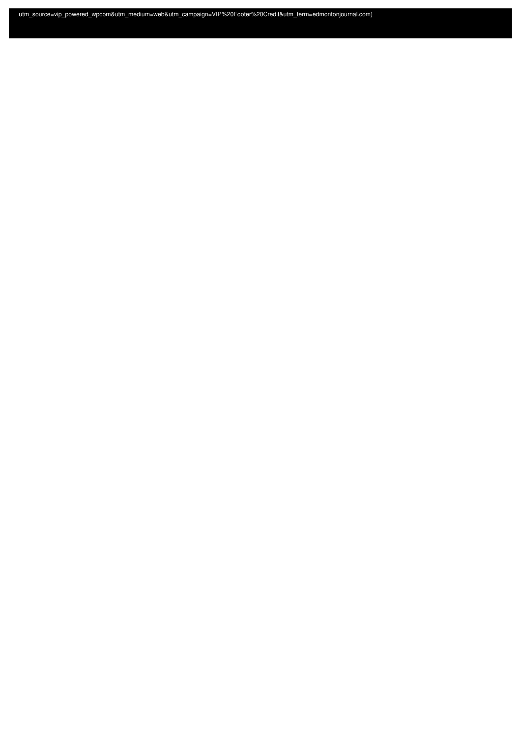utm_source=vip_powered_wpcom&utm_medium=web&utm_campaign=VIP%20Footer%20Credit&utm_term=edmontonjournal.com)